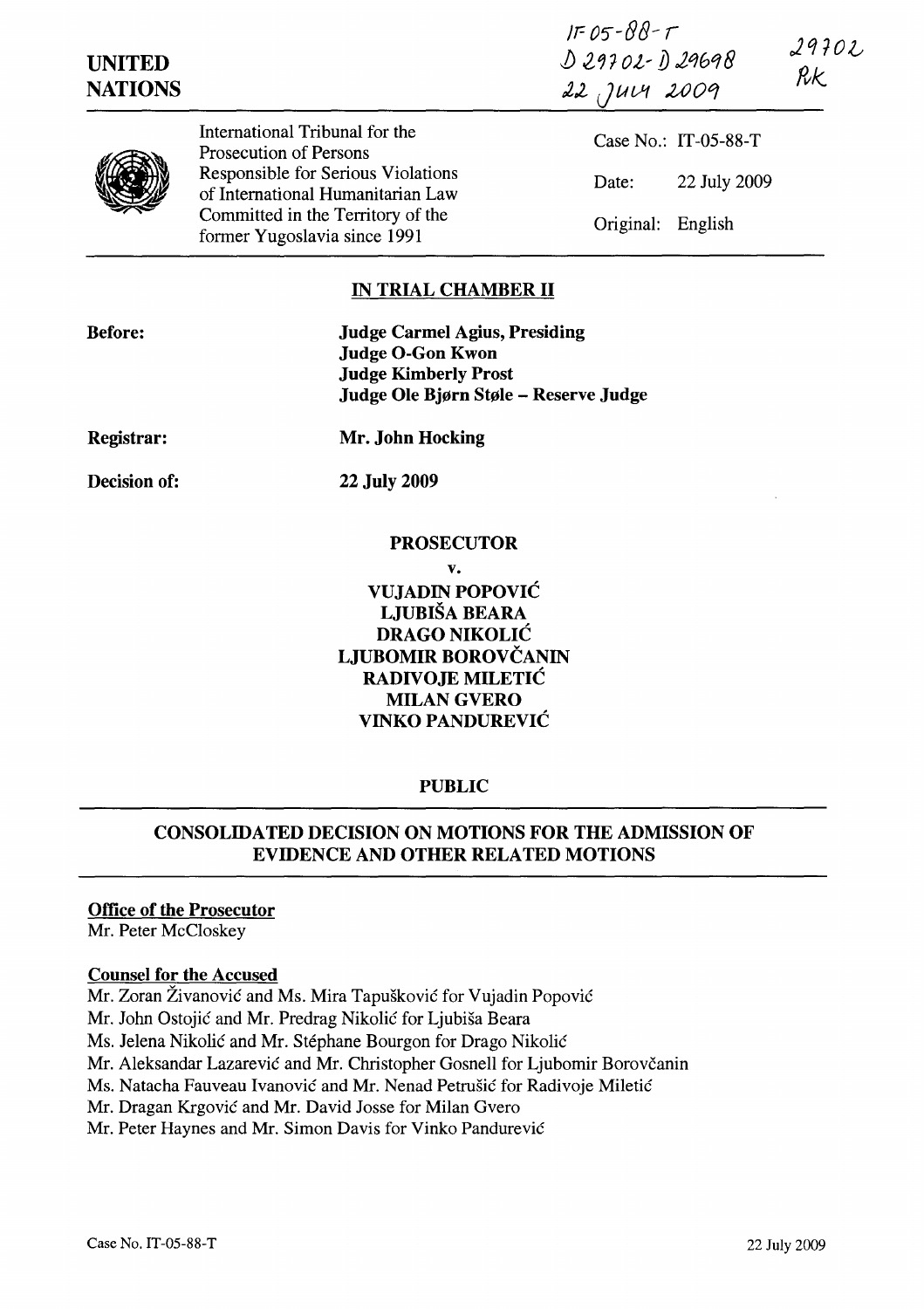**UNITED NATIONS**

IT-05-88-T
D 29702- D 29698
22 July 2009

29702
RK

International Tribunal for the Prosecution of Persons Responsible for Serious Violations of International Humanitarian Law Committed in the Territory of the former Yugoslavia since 1991

Case No.: IT-05-88-T

Date: 22 July 2009

Original: English

## IN TRIAL CHAMBER II

**Before:**

**Judge Carmel Agius, Presiding**
**Judge O-Gon Kwon**
**Judge Kimberly Prost**
**Judge Ole Bjørn Støle – Reserve Judge**

**Registrar:** **Mr. John Hocking**

**Decision of:** **22 July 2009**

**PROSECUTOR**

**v.**

**VUJADIN POPOVIĆ**
**LJUBIŠA BEARA**
**DRAGO NIKOLIĆ**
**LJUBOMIR BOROVČANIN**
**RADIVOJE MILETIĆ**
**MILAN GVERO**
**VINKO PANDUREVIĆ**

**PUBLIC**

## CONSOLIDATED DECISION ON MOTIONS FOR THE ADMISSION OF EVIDENCE AND OTHER RELATED MOTIONS

**Office of the Prosecutor**
Mr. Peter McCloskey

**Counsel for the Accused**
Mr. Zoran Živanović and Ms. Mira Tapušković for Vujadin Popović
Mr. John Ostojić and Mr. Predrag Nikolić for Ljubiša Beara
Ms. Jelena Nikolić and Mr. Stéphane Bourgon for Drago Nikolić
Mr. Aleksandar Lazarević and Mr. Christopher Gosnell for Ljubomir Borovčanin
Ms. Natacha Fauveau Ivanović and Mr. Nenad Petrušić for Radivoje Miletić
Mr. Dragan Krgović and Mr. David Josse for Milan Gvero
Mr. Peter Haynes and Mr. Simon Davis for Vinko Pandurević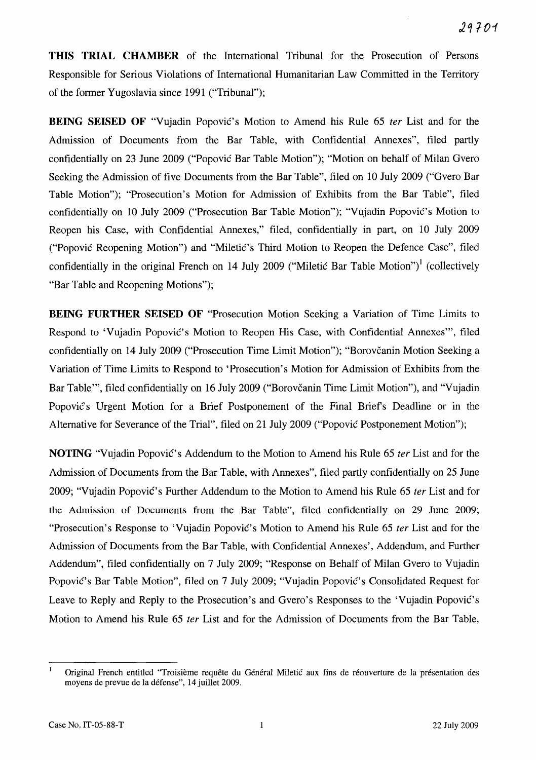**THIS TRIAL CHAMBER** of the International Tribunal for the Prosecution of Persons Responsible for Serious Violations of International Humanitarian Law Committed in the Territory of the former Yugoslavia since 1991 ("Tribunal");

**BEING SEISED OF** "Vujadin Popović's Motion to Amend his Rule 65 *ter* List and for the Admission of Documents from the Bar Table, with Confidential Annexes", filed partly confidentially on 23 June 2009 ("Popović Bar Table Motion"); "Motion on behalf of Milan Gvero Seeking the Admission of five Documents from the Bar Table", filed on 10 July 2009 ("Gvero Bar Table Motion"); "Prosecution's Motion for Admission of Exhibits from the Bar Table", filed confidentially on 10 July 2009 ("Prosecution Bar Table Motion"); "Vujadin Popović's Motion to Reopen his Case, with Confidential Annexes," filed, confidentially in part, on 10 July 2009 ("Popović Reopening Motion") and "Miletić's Third Motion to Reopen the Defence Case", filed confidentially in the original French on 14 July 2009 ("Miletić Bar Table Motion")[1] (collectively "Bar Table and Reopening Motions");

**BEING FURTHER SEISED OF** "Prosecution Motion Seeking a Variation of Time Limits to Respond to 'Vujadin Popović's Motion to Reopen His Case, with Confidential Annexes'", filed confidentially on 14 July 2009 ("Prosecution Time Limit Motion"); "Borovčanin Motion Seeking a Variation of Time Limits to Respond to 'Prosecution's Motion for Admission of Exhibits from the Bar Table'", filed confidentially on 16 July 2009 ("Borovčanin Time Limit Motion"), and "Vujadin Popović's Urgent Motion for a Brief Postponement of the Final Brief's Deadline or in the Alternative for Severance of the Trial", filed on 21 July 2009 ("Popović Postponement Motion");

**NOTING** "Vujadin Popović's Addendum to the Motion to Amend his Rule 65 *ter* List and for the Admission of Documents from the Bar Table, with Annexes", filed partly confidentially on 25 June 2009; "Vujadin Popović's Further Addendum to the Motion to Amend his Rule 65 *ter* List and for the Admission of Documents from the Bar Table", filed confidentially on 29 June 2009; "Prosecution's Response to 'Vujadin Popović's Motion to Amend his Rule 65 *ter* List and for the Admission of Documents from the Bar Table, with Confidential Annexes', Addendum, and Further Addendum", filed confidentially on 7 July 2009; "Response on Behalf of Milan Gvero to Vujadin Popović's Bar Table Motion", filed on 7 July 2009; "Vujadin Popović's Consolidated Request for Leave to Reply and Reply to the Prosecution's and Gvero's Responses to the 'Vujadin Popović's Motion to Amend his Rule 65 *ter* List and for the Admission of Documents from the Bar Table,

---

[1] Original French entitled "Troisième requête du Général Miletić aux fins de réouverture de la présentation des moyens de prevue de la défense", 14 juillet 2009.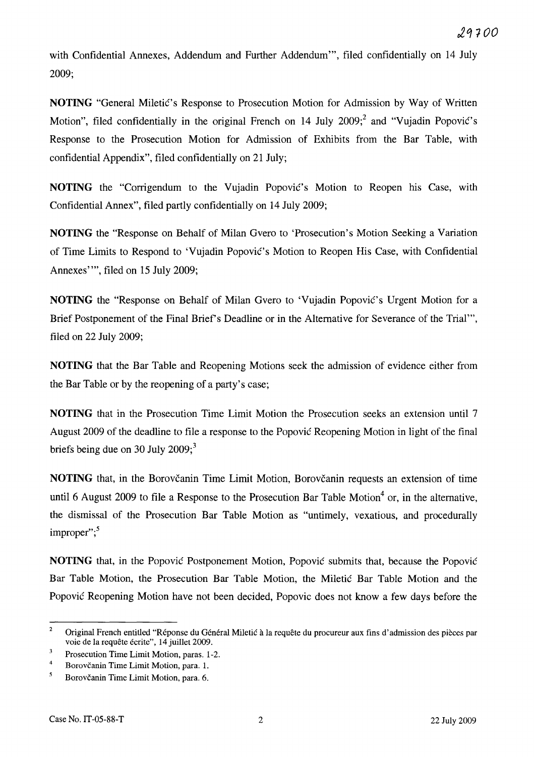with Confidential Annexes, Addendum and Further Addendum'", filed confidentially on 14 July 2009;

**NOTING** "General Miletić's Response to Prosecution Motion for Admission by Way of Written Motion", filed confidentially in the original French on 14 July 2009;[2] and "Vujadin Popović's Response to the Prosecution Motion for Admission of Exhibits from the Bar Table, with confidential Appendix", filed confidentially on 21 July;

**NOTING** the "Corrigendum to the Vujadin Popović's Motion to Reopen his Case, with Confidential Annex", filed partly confidentially on 14 July 2009;

**NOTING** the "Response on Behalf of Milan Gvero to 'Prosecution's Motion Seeking a Variation of Time Limits to Respond to 'Vujadin Popović's Motion to Reopen His Case, with Confidential Annexes''", filed on 15 July 2009;

**NOTING** the "Response on Behalf of Milan Gvero to 'Vujadin Popović's Urgent Motion for a Brief Postponement of the Final Brief's Deadline or in the Alternative for Severance of the Trial'", filed on 22 July 2009;

**NOTING** that the Bar Table and Reopening Motions seek the admission of evidence either from the Bar Table or by the reopening of a party's case;

**NOTING** that in the Prosecution Time Limit Motion the Prosecution seeks an extension until 7 August 2009 of the deadline to file a response to the Popović Reopening Motion in light of the final briefs being due on 30 July 2009;[3]

**NOTING** that, in the Borovčanin Time Limit Motion, Borovčanin requests an extension of time until 6 August 2009 to file a Response to the Prosecution Bar Table Motion[4] or, in the alternative, the dismissal of the Prosecution Bar Table Motion as "untimely, vexatious, and procedurally improper";[5]

**NOTING** that, in the Popović Postponement Motion, Popović submits that, because the Popović Bar Table Motion, the Prosecution Bar Table Motion, the Miletić Bar Table Motion and the Popović Reopening Motion have not been decided, Popovic does not know a few days before the

---

[2] Original French entitled "Réponse du Général Miletić à la requête du procureur aux fins d'admission des pièces par voie de la requête écrite", 14 juillet 2009.

[3] Prosecution Time Limit Motion, paras. 1-2.

[4] Borovčanin Time Limit Motion, para. 1.

[5] Borovčanin Time Limit Motion, para. 6.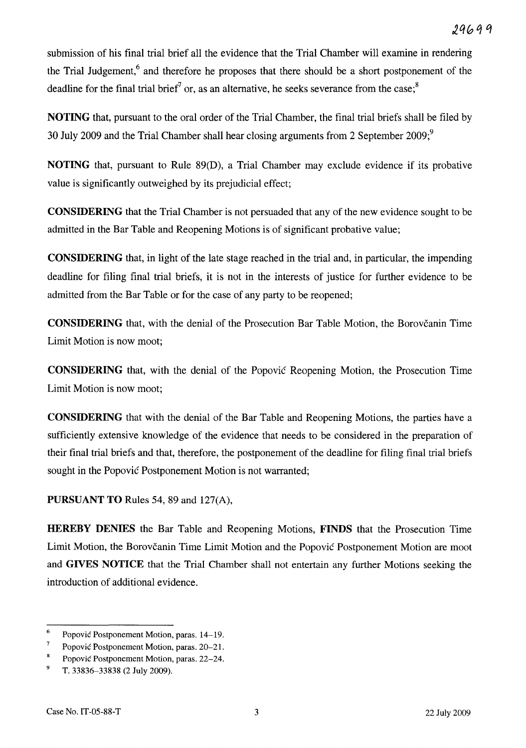submission of his final trial brief all the evidence that the Trial Chamber will examine in rendering the Trial Judgement,[6] and therefore he proposes that there should be a short postponement of the deadline for the final trial brief[7] or, as an alternative, he seeks severance from the case;[8]

**NOTING** that, pursuant to the oral order of the Trial Chamber, the final trial briefs shall be filed by 30 July 2009 and the Trial Chamber shall hear closing arguments from 2 September 2009;[9]

**NOTING** that, pursuant to Rule 89(D), a Trial Chamber may exclude evidence if its probative value is significantly outweighed by its prejudicial effect;

**CONSIDERING** that the Trial Chamber is not persuaded that any of the new evidence sought to be admitted in the Bar Table and Reopening Motions is of significant probative value;

**CONSIDERING** that, in light of the late stage reached in the trial and, in particular, the impending deadline for filing final trial briefs, it is not in the interests of justice for further evidence to be admitted from the Bar Table or for the case of any party to be reopened;

**CONSIDERING** that, with the denial of the Prosecution Bar Table Motion, the Borovčanin Time Limit Motion is now moot;

**CONSIDERING** that, with the denial of the Popović Reopening Motion, the Prosecution Time Limit Motion is now moot;

**CONSIDERING** that with the denial of the Bar Table and Reopening Motions, the parties have a sufficiently extensive knowledge of the evidence that needs to be considered in the preparation of their final trial briefs and that, therefore, the postponement of the deadline for filing final trial briefs sought in the Popović Postponement Motion is not warranted;

**PURSUANT TO** Rules 54, 89 and 127(A),

**HEREBY DENIES** the Bar Table and Reopening Motions, **FINDS** that the Prosecution Time Limit Motion, the Borovčanin Time Limit Motion and the Popović Postponement Motion are moot and **GIVES NOTICE** that the Trial Chamber shall not entertain any further Motions seeking the introduction of additional evidence.

---

[6] Popović Postponement Motion, paras. 14–19.

[7] Popović Postponement Motion, paras. 20–21.

[8] Popović Postponement Motion, paras. 22–24.

[9] T. 33836–33838 (2 July 2009).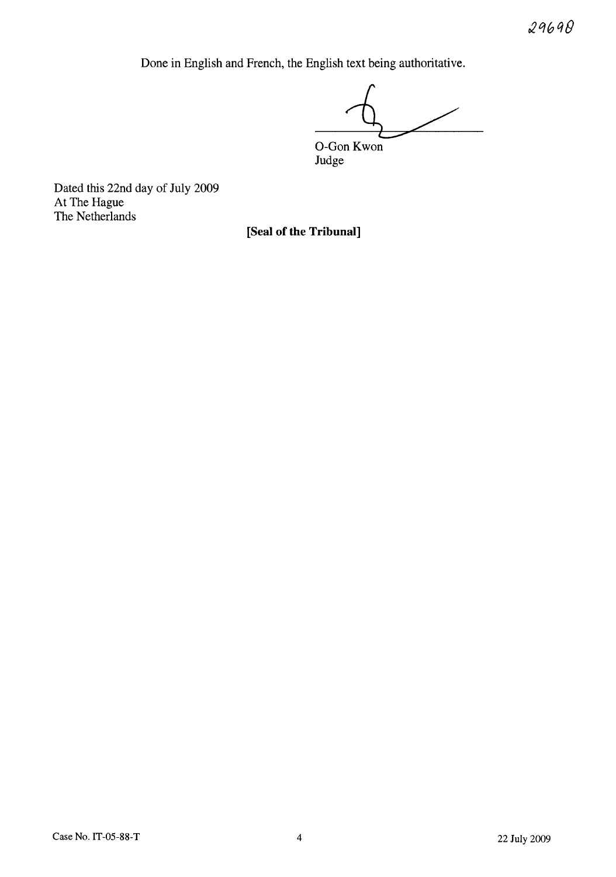Done in English and French, the English text being authoritative.

O-Gon Kwon
Judge

Dated this 22nd day of July 2009
At The Hague
The Netherlands

**[Seal of the Tribunal]**